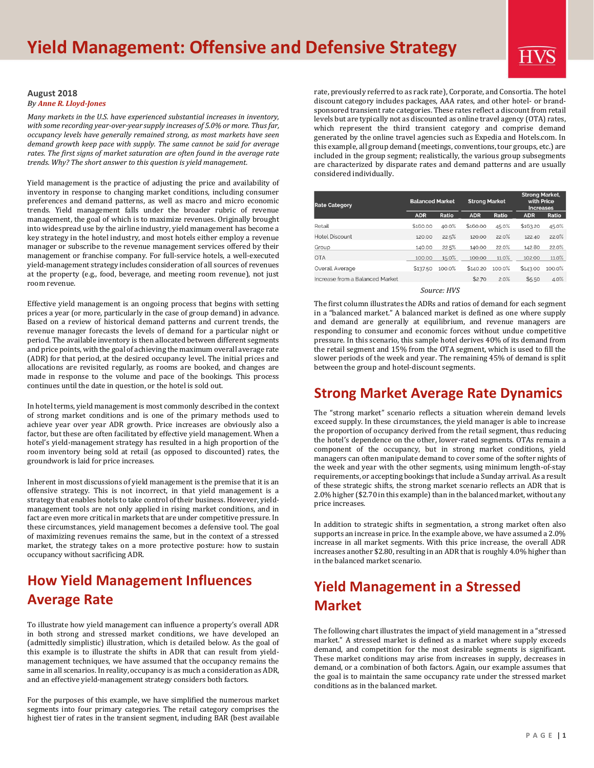# Yield Management: Offensive and Defensive Strategy

**August 2018**
*By Anne R. Lloyd-Jones*

*Many markets in the U.S. have experienced substantial increases in inventory, with some recording year-over-year supply increases of 5.0% or more. Thus far, occupancy levels have generally remained strong, as most markets have seen demand growth keep pace with supply. The same cannot be said for average rates. The first signs of market saturation are often found in the average rate trends. Why? The short answer to this question is yield management.*

Yield management is the practice of adjusting the price and availability of inventory in response to changing market conditions, including consumer preferences and demand patterns, as well as macro and micro economic trends. Yield management falls under the broader rubric of revenue management, the goal of which is to maximize revenues. Originally brought into widespread use by the airline industry, yield management has become a key strategy in the hotel industry, and most hotels either employ a revenue manager or subscribe to the revenue management services offered by their management or franchise company. For full-service hotels, a well-executed yield-management strategy includes consideration of all sources of revenues at the property (e.g., food, beverage, and meeting room revenue), not just room revenue.

Effective yield management is an ongoing process that begins with setting prices a year (or more, particularly in the case of group demand) in advance. Based on a review of historical demand patterns and current trends, the revenue manager forecasts the levels of demand for a particular night or period. The available inventory is then allocated between different segments and price points, with the goal of achieving the maximum overall average rate (ADR) for that period, at the desired occupancy level. The initial prices and allocations are revisited regularly, as rooms are booked, and changes are made in response to the volume and pace of the bookings. This process continues until the date in question, or the hotel is sold out.

In hotel terms, yield management is most commonly described in the context of strong market conditions and is one of the primary methods used to achieve year over year ADR growth. Price increases are obviously also a factor, but these are often facilitated by effective yield management. When a hotel's yield-management strategy has resulted in a high proportion of the room inventory being sold at retail (as opposed to discounted) rates, the groundwork is laid for price increases.

Inherent in most discussions of yield management is the premise that it is an offensive strategy. This is not incorrect, in that yield management is a strategy that enables hotels to take control of their business. However, yield-management tools are not only applied in rising market conditions, and in fact are even more critical in markets that are under competitive pressure. In these circumstances, yield management becomes a defensive tool. The goal of maximizing revenues remains the same, but in the context of a stressed market, the strategy takes on a more protective posture: how to sustain occupancy without sacrificing ADR.

## How Yield Management Influences Average Rate

To illustrate how yield management can influence a property's overall ADR in both strong and stressed market conditions, we have developed an (admittedly simplistic) illustration, which is detailed below. As the goal of this example is to illustrate the shifts in ADR that can result from yield-management techniques, we have assumed that the occupancy remains the same in all scenarios. In reality, occupancy is as much a consideration as ADR, and an effective yield-management strategy considers both factors.

For the purposes of this example, we have simplified the numerous market segments into four primary categories. The retail category comprises the highest tier of rates in the transient segment, including BAR (best available rate, previously referred to as rack rate), Corporate, and Consortia. The hotel discount category includes packages, AAA rates, and other hotel- or brand-sponsored transient rate categories. These rates reflect a discount from retail levels but are typically not as discounted as online travel agency (OTA) rates, which represent the third transient category and comprise demand generated by the online travel agencies such as Expedia and Hotels.com. In this example, all group demand (meetings, conventions, tour groups, etc.) are included in the group segment; realistically, the various group subsegments are characterized by disparate rates and demand patterns and are usually considered individually.

| Rate Category | Balanced Market | | Strong Market | | Strong Market, with Price Increases | |
|---|---|---|---|---|---|---|
| | ADR | Ratio | ADR | Ratio | ADR | Ratio |
| Retail | $160.00 | 40.0% | $160.00 | 45.0% | $163.20 | 45.0% |
| Hotel Discount | 120.00 | 22.5% | 120.00 | 22.0% | 122.40 | 22.0% |
| Group | 140.00 | 22.5% | 140.00 | 22.0% | 142.80 | 22.0% |
| OTA | 100.00 | 15.0% | 100.00 | 11.0% | 102.00 | 11.0% |
| Overall Average | $137.50 | 100.0% | $140.20 | 100.0% | $143.00 | 100.0% |
| Increase from a Balanced Market | | | $2.70 | 2.0% | $5.50 | 4.0% |

*Source: HVS*

The first column illustrates the ADRs and ratios of demand for each segment in a "balanced market." A balanced market is defined as one where supply and demand are generally at equilibrium, and revenue managers are responding to consumer and economic forces without undue competitive pressure. In this scenario, this sample hotel derives 40% of its demand from the retail segment and 15% from the OTA segment, which is used to fill the slower periods of the week and year. The remaining 45% of demand is split between the group and hotel-discount segments.

## Strong Market Average Rate Dynamics

The "strong market" scenario reflects a situation wherein demand levels exceed supply. In these circumstances, the yield manager is able to increase the proportion of occupancy derived from the retail segment, thus reducing the hotel's dependence on the other, lower-rated segments. OTAs remain a component of the occupancy, but in strong market conditions, yield managers can often manipulate demand to cover some of the softer nights of the week and year with the other segments, using minimum length-of-stay requirements, or accepting bookings that include a Sunday arrival. As a result of these strategic shifts, the strong market scenario reflects an ADR that is 2.0% higher ($2.70 in this example) than in the balanced market, without any price increases.

In addition to strategic shifts in segmentation, a strong market often also supports an increase in price. In the example above, we have assumed a 2.0% increase in all market segments. With this price increase, the overall ADR increases another $2.80, resulting in an ADR that is roughly 4.0% higher than in the balanced market scenario.

## Yield Management in a Stressed Market

The following chart illustrates the impact of yield management in a "stressed market." A stressed market is defined as a market where supply exceeds demand, and competition for the most desirable segments is significant. These market conditions may arise from increases in supply, decreases in demand, or a combination of both factors. Again, our example assumes that the goal is to maintain the same occupancy rate under the stressed market conditions as in the balanced market.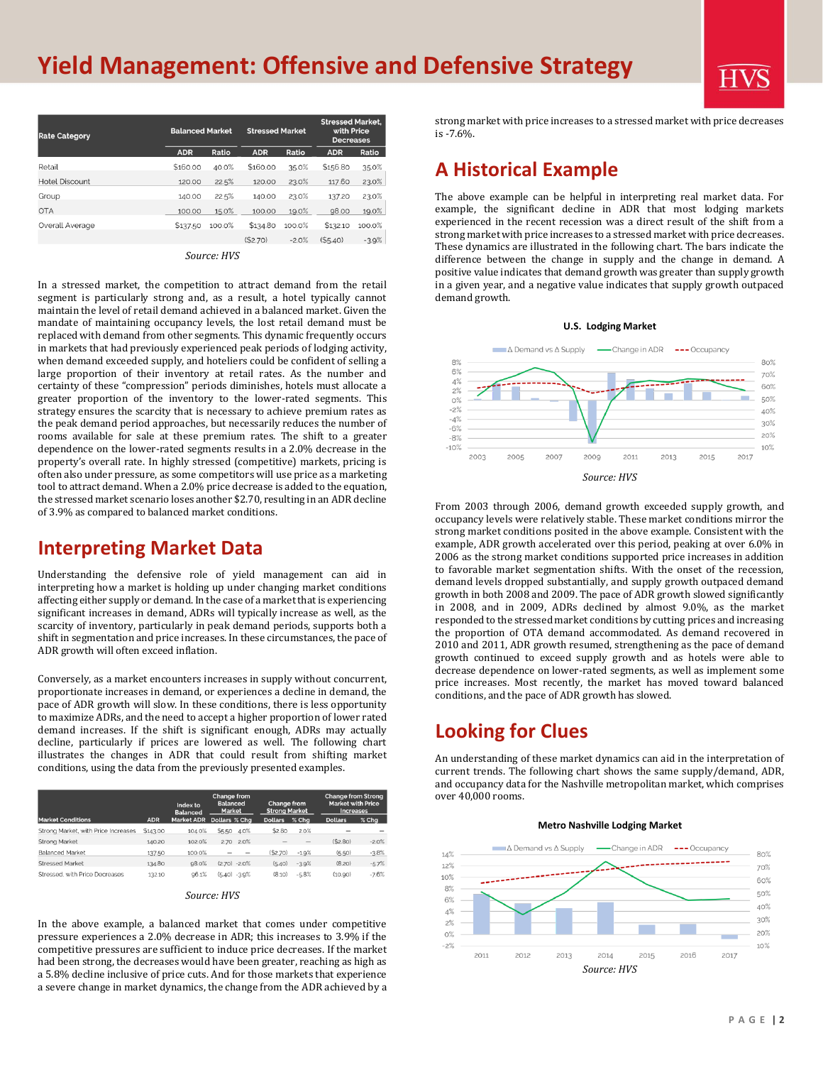# Yield Management: Offensive and Defensive Strategy

| Rate Category | Balanced Market | | Stressed Market | | Stressed Market, with Price Decreases | |
|---|---|---|---|---|---|---|
| | ADR | Ratio | ADR | Ratio | ADR | Ratio |
| Retail | $160.00 | 40.0% | $160.00 | 35.0% | $156.80 | 35.0% |
| Hotel Discount | 120.00 | 22.5% | 120.00 | 23.0% | 117.60 | 23.0% |
| Group | 140.00 | 22.5% | 140.00 | 23.0% | 137.20 | 23.0% |
| OTA | 100.00 | 15.0% | 100.00 | 19.0% | 98.00 | 19.0% |
| Overall Average | $137.50 | 100.0% | $134.80 | 100.0% | $132.10 | 100.0% |
| | | | ($2.70) | -2.0% | ($5.40) | -3.9% |

*Source: HVS*

In a stressed market, the competition to attract demand from the retail segment is particularly strong and, as a result, a hotel typically cannot maintain the level of retail demand achieved in a balanced market. Given the mandate of maintaining occupancy levels, the lost retail demand must be replaced with demand from other segments. This dynamic frequently occurs in markets that had previously experienced peak periods of lodging activity, when demand exceeded supply, and hoteliers could be confident of selling a large proportion of their inventory at retail rates. As the number and certainty of these "compression" periods diminishes, hotels must allocate a greater proportion of the inventory to the lower-rated segments. This strategy ensures the scarcity that is necessary to achieve premium rates as the peak demand period approaches, but necessarily reduces the number of rooms available for sale at these premium rates. The shift to a greater dependence on the lower-rated segments results in a 2.0% decrease in the property's overall rate. In highly stressed (competitive) markets, pricing is often also under pressure, as some competitors will use price as a marketing tool to attract demand. When a 2.0% price decrease is added to the equation, the stressed market scenario loses another $2.70, resulting in an ADR decline of 3.9% as compared to balanced market conditions.

## Interpreting Market Data

Understanding the defensive role of yield management can aid in interpreting how a market is holding up under changing market conditions affecting either supply or demand. In the case of a market that is experiencing significant increases in demand, ADRs will typically increase as well, as the scarcity of inventory, particularly in peak demand periods, supports both a shift in segmentation and price increases. In these circumstances, the pace of ADR growth will often exceed inflation.

Conversely, as a market encounters increases in supply without concurrent, proportionate increases in demand, or experiences a decline in demand, the pace of ADR growth will slow. In these conditions, there is less opportunity to maximize ADRs, and the need to accept a higher proportion of lower rated demand increases. If the shift is significant enough, ADRs may actually decline, particularly if prices are lowered as well. The following chart illustrates the changes in ADR that could result from shifting market conditions, using the data from the previously presented examples.

| Market Conditions | ADR | Index to Balanced Market ADR | Change from Balanced Market | | Change from Strong Market | | Change from Strong Market with Price Increases | |
|---|---|---|---|---|---|---|---|---|
| | | | Dollars | % Chg | Dollars | % Chg | Dollars | % Chg |
| Strong Market, with Price Increases | $143.00 | 104.0% | $5.50 | 4.0% | $2.80 | 2.0% | – | – |
| Strong Market | 140.20 | 102.0% | 2.70 | 2.0% | – | – | ($2.80) | -2.0% |
| Balanced Market | 137.50 | 100.0% | – | – | ($2.70) | -1.9% | (5.50) | -3.8% |
| Stressed Market | 134.80 | 98.0% | (2.70) | -2.0% | (5.40) | -3.9% | (8.20) | -5.7% |
| Stressed, with Price Decreases | 132.10 | 96.1% | (5.40) | -3.9% | (8.10) | -5.8% | (10.90) | -7.6% |

*Source: HVS*

In the above example, a balanced market that comes under competitive pressure experiences a 2.0% decrease in ADR; this increases to 3.9% if the competitive pressures are sufficient to induce price decreases. If the market had been strong, the decreases would have been greater, reaching as high as a 5.8% decline inclusive of price cuts. And for those markets that experience a severe change in market dynamics, the change from the ADR achieved by a strong market with price increases to a stressed market with price decreases is -7.6%.

## A Historical Example

The above example can be helpful in interpreting real market data. For example, the significant decline in ADR that most lodging markets experienced in the recent recession was a direct result of the shift from a strong market with price increases to a stressed market with price decreases. These dynamics are illustrated in the following chart. The bars indicate the difference between the change in supply and the change in demand. A positive value indicates that demand growth was greater than supply growth in a given year, and a negative value indicates that supply growth outpaced demand growth.

**U.S. Lodging Market**

*Source: HVS*

From 2003 through 2006, demand growth exceeded supply growth, and occupancy levels were relatively stable. These market conditions mirror the strong market conditions posited in the above example. Consistent with the example, ADR growth accelerated over this period, peaking at over 6.0% in 2006 as the strong market conditions supported price increases in addition to favorable market segmentation shifts. With the onset of the recession, demand levels dropped substantially, and supply growth outpaced demand growth in both 2008 and 2009. The pace of ADR growth slowed significantly in 2008, and in 2009, ADRs declined by almost 9.0%, as the market responded to the stressed market conditions by cutting prices and increasing the proportion of OTA demand accommodated. As demand recovered in 2010 and 2011, ADR growth resumed, strengthening as the pace of demand growth continued to exceed supply growth and as hotels were able to decrease dependence on lower-rated segments, as well as implement some price increases. Most recently, the market has moved toward balanced conditions, and the pace of ADR growth has slowed.

## Looking for Clues

An understanding of these market dynamics can aid in the interpretation of current trends. The following chart shows the same supply/demand, ADR, and occupancy data for the Nashville metropolitan market, which comprises over 40,000 rooms.

**Metro Nashville Lodging Market**

*Source: HVS*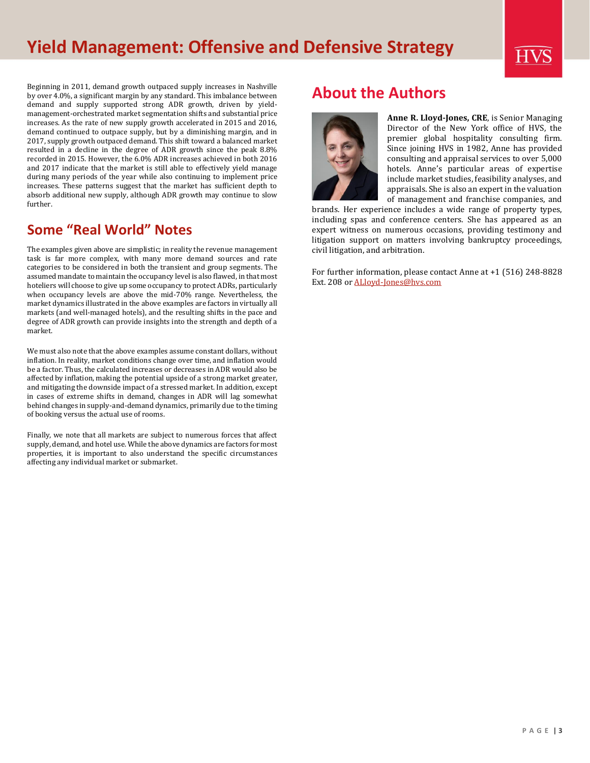Beginning in 2011, demand growth outpaced supply increases in Nashville by over 4.0%, a significant margin by any standard. This imbalance between demand and supply supported strong ADR growth, driven by yield-management-orchestrated market segmentation shifts and substantial price increases. As the rate of new supply growth accelerated in 2015 and 2016, demand continued to outpace supply, but by a diminishing margin, and in 2017, supply growth outpaced demand. This shift toward a balanced market resulted in a decline in the degree of ADR growth since the peak 8.8% recorded in 2015. However, the 6.0% ADR increases achieved in both 2016 and 2017 indicate that the market is still able to effectively yield manage during many periods of the year while also continuing to implement price increases. These patterns suggest that the market has sufficient depth to absorb additional new supply, although ADR growth may continue to slow further.

## Some "Real World" Notes

The examples given above are simplistic; in reality the revenue management task is far more complex, with many more demand sources and rate categories to be considered in both the transient and group segments. The assumed mandate to maintain the occupancy level is also flawed, in that most hoteliers will choose to give up some occupancy to protect ADRs, particularly when occupancy levels are above the mid-70% range. Nevertheless, the market dynamics illustrated in the above examples are factors in virtually all markets (and well-managed hotels), and the resulting shifts in the pace and degree of ADR growth can provide insights into the strength and depth of a market.

We must also note that the above examples assume constant dollars, without inflation. In reality, market conditions change over time, and inflation would be a factor. Thus, the calculated increases or decreases in ADR would also be affected by inflation, making the potential upside of a strong market greater, and mitigating the downside impact of a stressed market. In addition, except in cases of extreme shifts in demand, changes in ADR will lag somewhat behind changes in supply-and-demand dynamics, primarily due to the timing of booking versus the actual use of rooms.

Finally, we note that all markets are subject to numerous forces that affect supply, demand, and hotel use. While the above dynamics are factors for most properties, it is important to also understand the specific circumstances affecting any individual market or submarket.

## About the Authors

**Anne R. Lloyd-Jones, CRE**, is Senior Managing Director of the New York office of HVS, the premier global hospitality consulting firm. Since joining HVS in 1982, Anne has provided consulting and appraisal services to over 5,000 hotels. Anne's particular areas of expertise include market studies, feasibility analyses, and appraisals. She is also an expert in the valuation of management and franchise companies, and brands. Her experience includes a wide range of property types, including spas and conference centers. She has appeared as an expert witness on numerous occasions, providing testimony and litigation support on matters involving bankruptcy proceedings, civil litigation, and arbitration.

For further information, please contact Anne at +1 (516) 248-8828 Ext. 208 or ALloyd-Jones@hvs.com